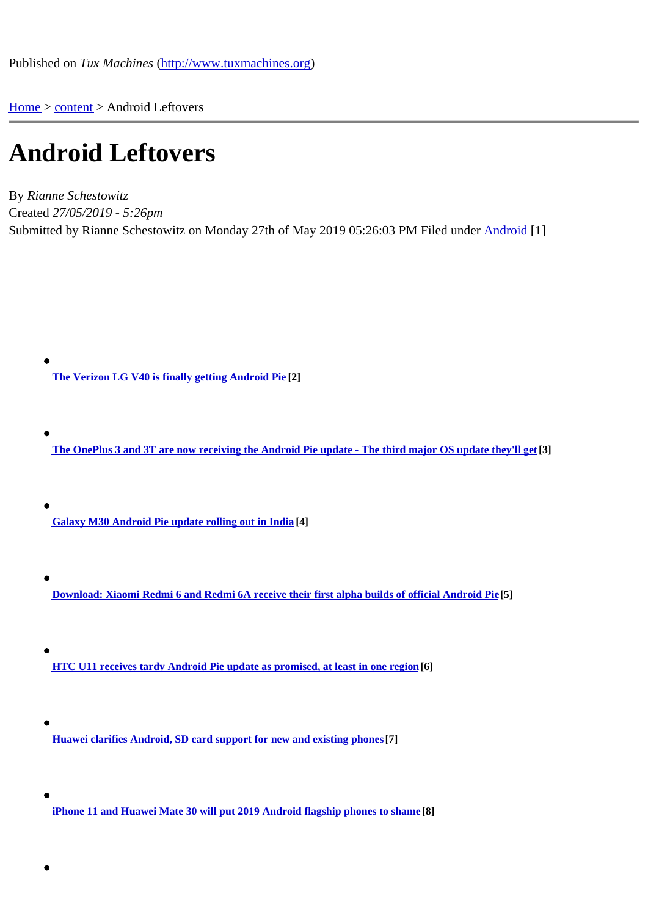Published on *Tux Machines* (http://www.tuxmachines.org)

Home > content > Android Leftovers

# Android Leftovers

By *Rianne Schestowitz*
Created *27/05/2019 - 5:26pm*
Submitted by Rianne Schestowitz on Monday 27th of May 2019 05:26:03 PM Filed under Android [1]

- **The Verizon LG V40 is finally getting Android Pie [2]**
- **The OnePlus 3 and 3T are now receiving the Android Pie update - The third major OS update they'll get [3]**
- **Galaxy M30 Android Pie update rolling out in India [4]**
- **Download: Xiaomi Redmi 6 and Redmi 6A receive their first alpha builds of official Android Pie [5]**
- **HTC U11 receives tardy Android Pie update as promised, at least in one region [6]**
- **Huawei clarifies Android, SD card support for new and existing phones [7]**
- **iPhone 11 and Huawei Mate 30 will put 2019 Android flagship phones to shame [8]**
-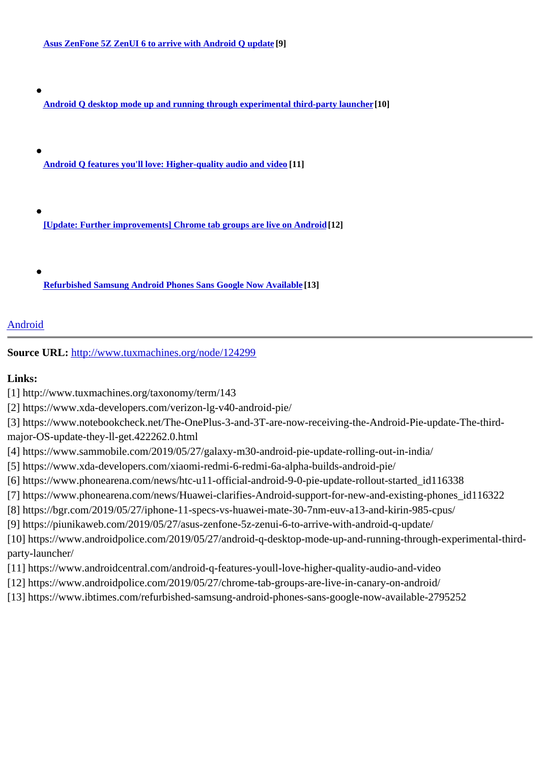- **Asus ZenFone 5Z ZenUI 6 to arrive with Android Q update [9]**
- **Android Q desktop mode up and running through experimental third-party launcher [10]**
- **Android Q features you'll love: Higher-quality audio and video [11]**
- **[Update: Further improvements] Chrome tab groups are live on Android [12]**
- **Refurbished Samsung Android Phones Sans Google Now Available [13]**

Android

---

**Source URL:** http://www.tuxmachines.org/node/124299

**Links:**
[1] http://www.tuxmachines.org/taxonomy/term/143
[2] https://www.xda-developers.com/verizon-lg-v40-android-pie/
[3] https://www.notebookcheck.net/The-OnePlus-3-and-3T-are-now-receiving-the-Android-Pie-update-The-third-major-OS-update-they-ll-get.422262.0.html
[4] https://www.sammobile.com/2019/05/27/galaxy-m30-android-pie-update-rolling-out-in-india/
[5] https://www.xda-developers.com/xiaomi-redmi-6-redmi-6a-alpha-builds-android-pie/
[6] https://www.phonearena.com/news/htc-u11-official-android-9-0-pie-update-rollout-started_id116338
[7] https://www.phonearena.com/news/Huawei-clarifies-Android-support-for-new-and-existing-phones_id116322
[8] https://bgr.com/2019/05/27/iphone-11-specs-vs-huawei-mate-30-7nm-euv-a13-and-kirin-985-cpus/
[9] https://piunikaweb.com/2019/05/27/asus-zenfone-5z-zenui-6-to-arrive-with-android-q-update/
[10] https://www.androidpolice.com/2019/05/27/android-q-desktop-mode-up-and-running-through-experimental-third-party-launcher/
[11] https://www.androidcentral.com/android-q-features-youll-love-higher-quality-audio-and-video
[12] https://www.androidpolice.com/2019/05/27/chrome-tab-groups-are-live-in-canary-on-android/
[13] https://www.ibtimes.com/refurbished-samsung-android-phones-sans-google-now-available-2795252